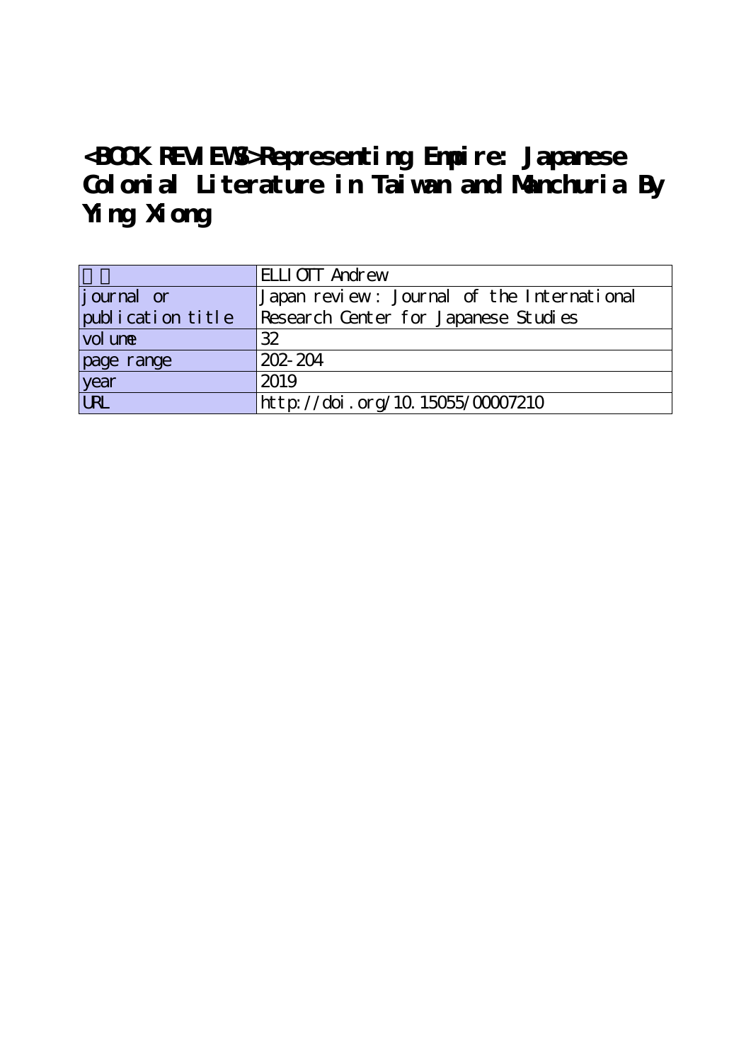# <BOOK REVIEWS>Representing Empire: Japanese Colonial Literature in Taiwan and Manchuria By Ying Xiong

| 著者 | ELLIOTT Andrew |
|---|---|
| journal or publication title | Japan review : Journal of the International Research Center for Japanese Studies |
| volume | 32 |
| page range | 202-204 |
| year | 2019 |
| URL | http://doi.org/10.15055/00007210 |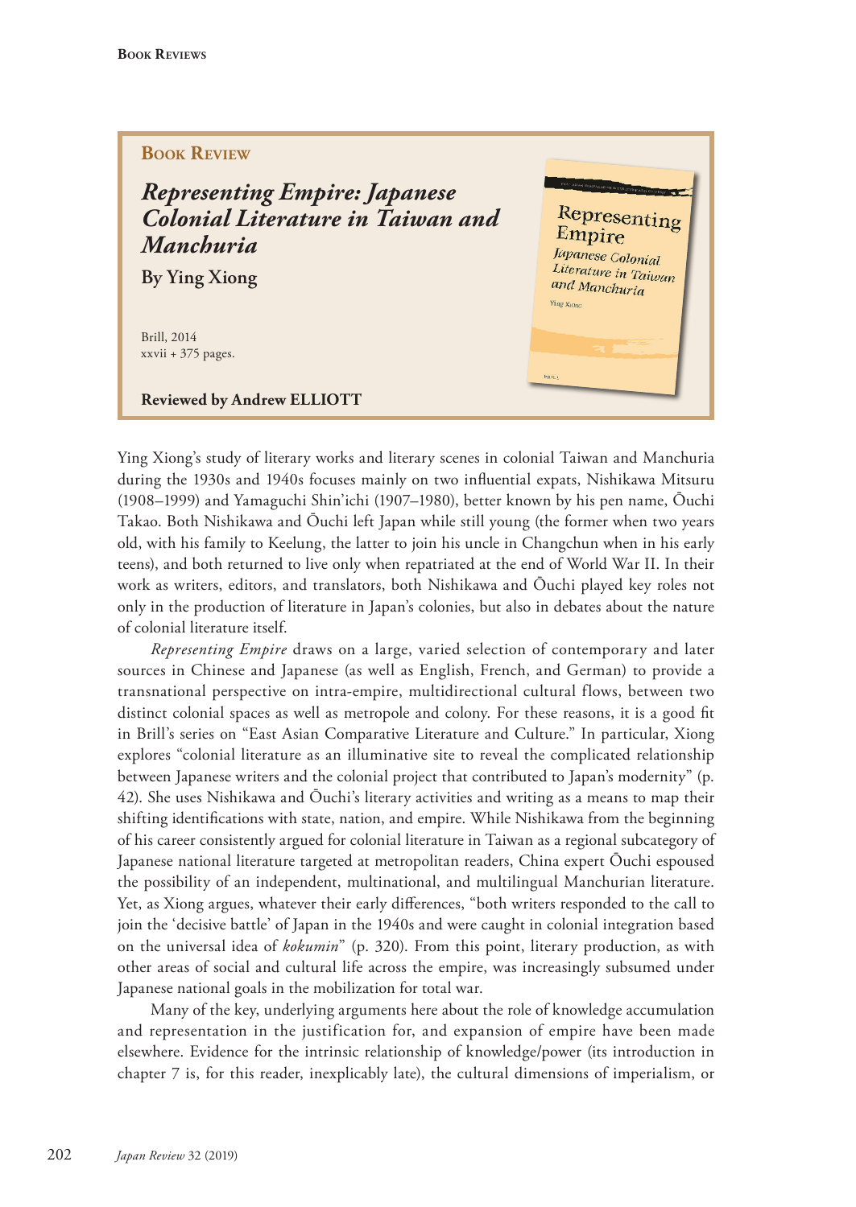## Book Review

# *Representing Empire: Japanese Colonial Literature in Taiwan and Manchuria*

**By Ying Xiong**

Brill, 2014
xxvii + 375 pages.

**Reviewed by Andrew ELLIOTT**

Ying Xiong's study of literary works and literary scenes in colonial Taiwan and Manchuria during the 1930s and 1940s focuses mainly on two influential expats, Nishikawa Mitsuru (1908–1999) and Yamaguchi Shin'ichi (1907–1980), better known by his pen name, Ōuchi Takao. Both Nishikawa and Ōuchi left Japan while still young (the former when two years old, with his family to Keelung, the latter to join his uncle in Changchun when in his early teens), and both returned to live only when repatriated at the end of World War II. In their work as writers, editors, and translators, both Nishikawa and Ōuchi played key roles not only in the production of literature in Japan's colonies, but also in debates about the nature of colonial literature itself.

*Representing Empire* draws on a large, varied selection of contemporary and later sources in Chinese and Japanese (as well as English, French, and German) to provide a transnational perspective on intra-empire, multidirectional cultural flows, between two distinct colonial spaces as well as metropole and colony. For these reasons, it is a good fit in Brill's series on "East Asian Comparative Literature and Culture." In particular, Xiong explores "colonial literature as an illuminative site to reveal the complicated relationship between Japanese writers and the colonial project that contributed to Japan's modernity" (p. 42). She uses Nishikawa and Ōuchi's literary activities and writing as a means to map their shifting identifications with state, nation, and empire. While Nishikawa from the beginning of his career consistently argued for colonial literature in Taiwan as a regional subcategory of Japanese national literature targeted at metropolitan readers, China expert Ōuchi espoused the possibility of an independent, multinational, and multilingual Manchurian literature. Yet, as Xiong argues, whatever their early differences, "both writers responded to the call to join the 'decisive battle' of Japan in the 1940s and were caught in colonial integration based on the universal idea of *kokumin*" (p. 320). From this point, literary production, as with other areas of social and cultural life across the empire, was increasingly subsumed under Japanese national goals in the mobilization for total war.

Many of the key, underlying arguments here about the role of knowledge accumulation and representation in the justification for, and expansion of empire have been made elsewhere. Evidence for the intrinsic relationship of knowledge/power (its introduction in chapter 7 is, for this reader, inexplicably late), the cultural dimensions of imperialism, or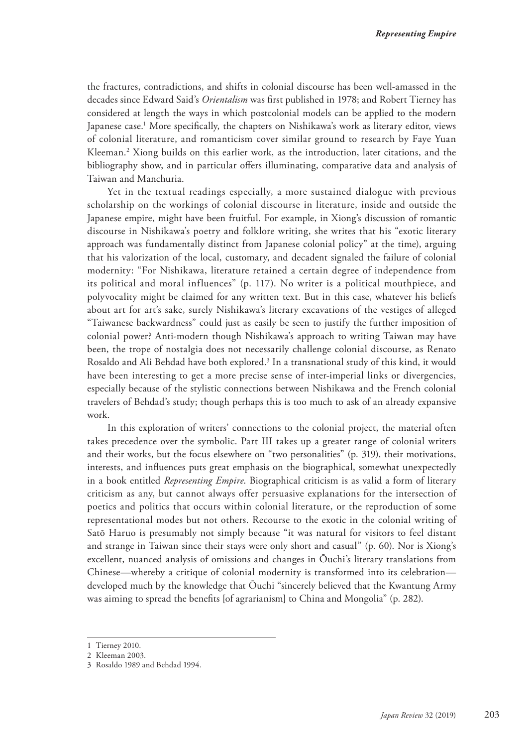the fractures, contradictions, and shifts in colonial discourse has been well-amassed in the decades since Edward Said's *Orientalism* was first published in 1978; and Robert Tierney has considered at length the ways in which postcolonial models can be applied to the modern Japanese case.[1] More specifically, the chapters on Nishikawa's work as literary editor, views of colonial literature, and romanticism cover similar ground to research by Faye Yuan Kleeman.[2] Xiong builds on this earlier work, as the introduction, later citations, and the bibliography show, and in particular offers illuminating, comparative data and analysis of Taiwan and Manchuria.

Yet in the textual readings especially, a more sustained dialogue with previous scholarship on the workings of colonial discourse in literature, inside and outside the Japanese empire, might have been fruitful. For example, in Xiong's discussion of romantic discourse in Nishikawa's poetry and folklore writing, she writes that his "exotic literary approach was fundamentally distinct from Japanese colonial policy" at the time), arguing that his valorization of the local, customary, and decadent signaled the failure of colonial modernity: "For Nishikawa, literature retained a certain degree of independence from its political and moral influences" (p. 117). No writer is a political mouthpiece, and polyvocality might be claimed for any written text. But in this case, whatever his beliefs about art for art's sake, surely Nishikawa's literary excavations of the vestiges of alleged "Taiwanese backwardness" could just as easily be seen to justify the further imposition of colonial power? Anti-modern though Nishikawa's approach to writing Taiwan may have been, the trope of nostalgia does not necessarily challenge colonial discourse, as Renato Rosaldo and Ali Behdad have both explored.[3] In a transnational study of this kind, it would have been interesting to get a more precise sense of inter-imperial links or divergencies, especially because of the stylistic connections between Nishikawa and the French colonial travelers of Behdad's study; though perhaps this is too much to ask of an already expansive work.

In this exploration of writers' connections to the colonial project, the material often takes precedence over the symbolic. Part III takes up a greater range of colonial writers and their works, but the focus elsewhere on "two personalities" (p. 319), their motivations, interests, and influences puts great emphasis on the biographical, somewhat unexpectedly in a book entitled *Representing Empire*. Biographical criticism is as valid a form of literary criticism as any, but cannot always offer persuasive explanations for the intersection of poetics and politics that occurs within colonial literature, or the reproduction of some representational modes but not others. Recourse to the exotic in the colonial writing of Satō Haruo is presumably not simply because "it was natural for visitors to feel distant and strange in Taiwan since their stays were only short and casual" (p. 60). Nor is Xiong's excellent, nuanced analysis of omissions and changes in Ōuchi's literary translations from Chinese—whereby a critique of colonial modernity is transformed into its celebration—developed much by the knowledge that Ōuchi "sincerely believed that the Kwantung Army was aiming to spread the benefits [of agrarianism] to China and Mongolia" (p. 282).

---

1 Tierney 2010.

2 Kleeman 2003.

3 Rosaldo 1989 and Behdad 1994.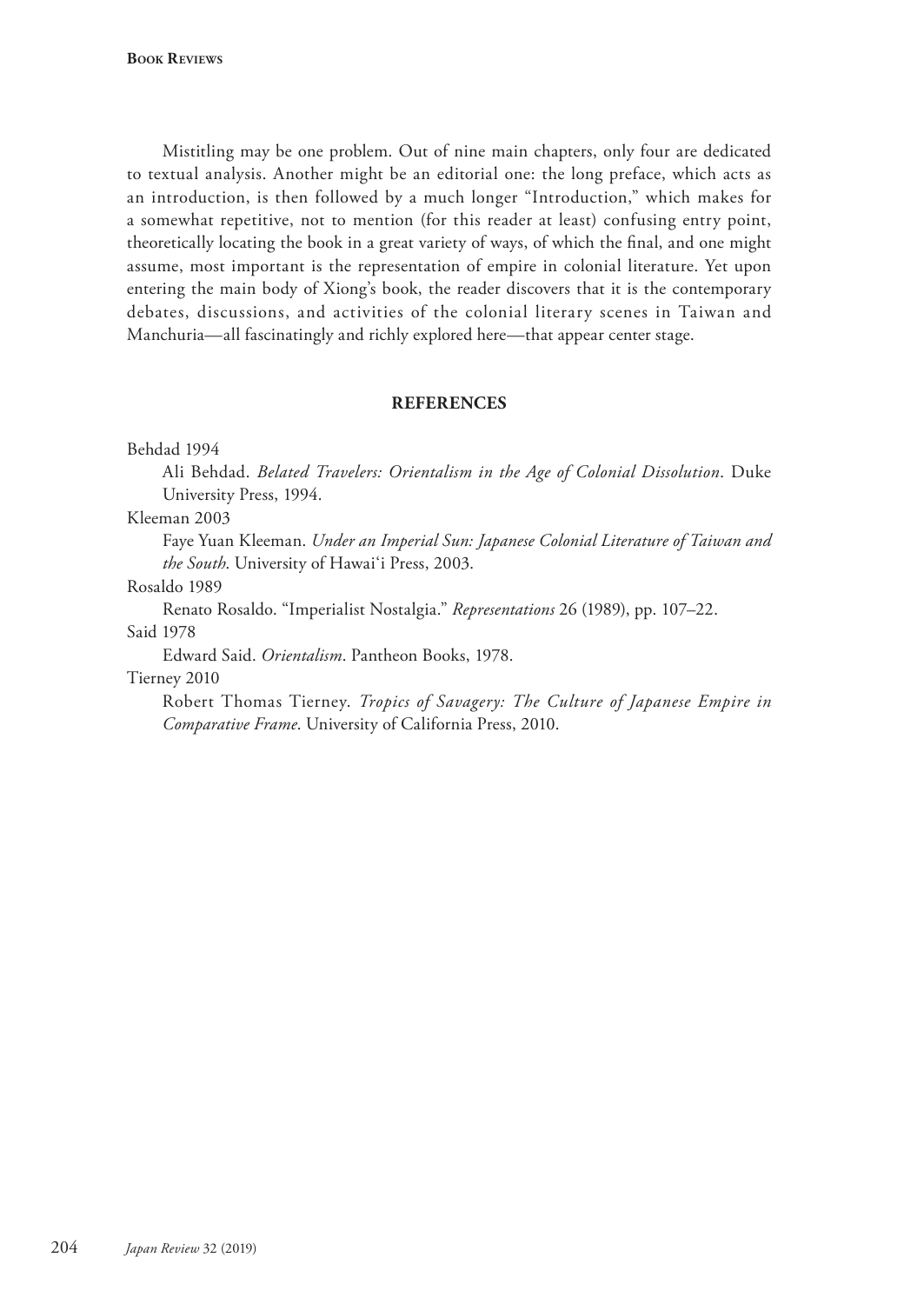Mistitling may be one problem. Out of nine main chapters, only four are dedicated to textual analysis. Another might be an editorial one: the long preface, which acts as an introduction, is then followed by a much longer "Introduction," which makes for a somewhat repetitive, not to mention (for this reader at least) confusing entry point, theoretically locating the book in a great variety of ways, of which the final, and one might assume, most important is the representation of empire in colonial literature. Yet upon entering the main body of Xiong's book, the reader discovers that it is the contemporary debates, discussions, and activities of the colonial literary scenes in Taiwan and Manchuria—all fascinatingly and richly explored here—that appear center stage.

## REFERENCES

Behdad 1994

Ali Behdad. *Belated Travelers: Orientalism in the Age of Colonial Dissolution*. Duke University Press, 1994.

Kleeman 2003

Faye Yuan Kleeman. *Under an Imperial Sun: Japanese Colonial Literature of Taiwan and the South*. University of Hawai'i Press, 2003.

Rosaldo 1989

Renato Rosaldo. "Imperialist Nostalgia." *Representations* 26 (1989), pp. 107–22.

Said 1978

Edward Said. *Orientalism*. Pantheon Books, 1978.

Tierney 2010

Robert Thomas Tierney. *Tropics of Savagery: The Culture of Japanese Empire in Comparative Frame*. University of California Press, 2010.